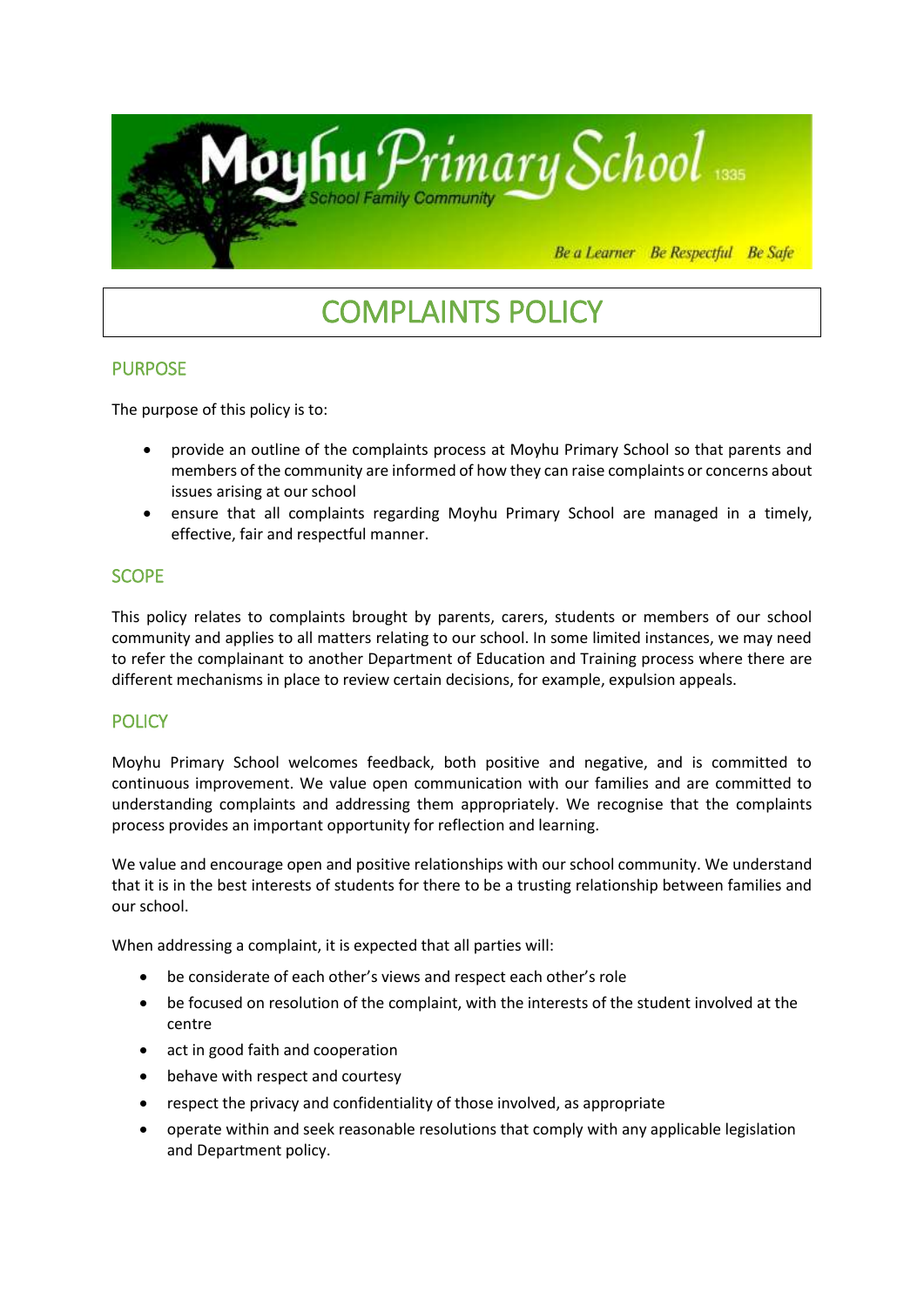# COMPLAINTS POLICY

## PURPOSE

The purpose of this policy is to:

- provide an outline of the complaints process at Moyhu Primary School so that parents and members of the community are informed of how they can raise complaints or concerns about issues arising at our school
- ensure that all complaints regarding Moyhu Primary School are managed in a timely, effective, fair and respectful manner.

## SCOPE

This policy relates to complaints brought by parents, carers, students or members of our school community and applies to all matters relating to our school. In some limited instances, we may need to refer the complainant to another Department of Education and Training process where there are different mechanisms in place to review certain decisions, for example, expulsion appeals.

## POLICY

Moyhu Primary School welcomes feedback, both positive and negative, and is committed to continuous improvement. We value open communication with our families and are committed to understanding complaints and addressing them appropriately. We recognise that the complaints process provides an important opportunity for reflection and learning.

We value and encourage open and positive relationships with our school community. We understand that it is in the best interests of students for there to be a trusting relationship between families and our school.

When addressing a complaint, it is expected that all parties will:

- be considerate of each other's views and respect each other's role
- be focused on resolution of the complaint, with the interests of the student involved at the centre
- act in good faith and cooperation
- behave with respect and courtesy
- respect the privacy and confidentiality of those involved, as appropriate
- operate within and seek reasonable resolutions that comply with any applicable legislation and Department policy.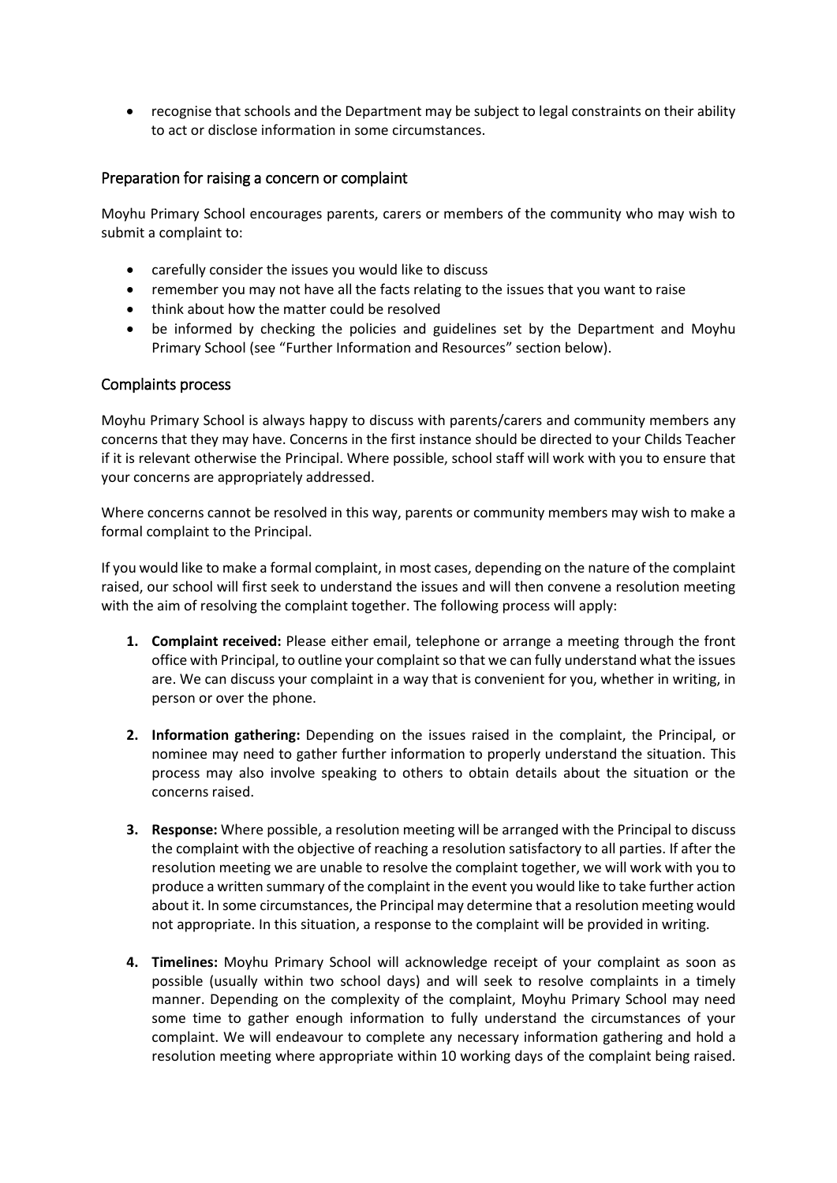- recognise that schools and the Department may be subject to legal constraints on their ability to act or disclose information in some circumstances.

## Preparation for raising a concern or complaint

Moyhu Primary School encourages parents, carers or members of the community who may wish to submit a complaint to:

- carefully consider the issues you would like to discuss
- remember you may not have all the facts relating to the issues that you want to raise
- think about how the matter could be resolved
- be informed by checking the policies and guidelines set by the Department and Moyhu Primary School (see "Further Information and Resources" section below).

## Complaints process

Moyhu Primary School is always happy to discuss with parents/carers and community members any concerns that they may have. Concerns in the first instance should be directed to your Childs Teacher if it is relevant otherwise the Principal. Where possible, school staff will work with you to ensure that your concerns are appropriately addressed.

Where concerns cannot be resolved in this way, parents or community members may wish to make a formal complaint to the Principal.

If you would like to make a formal complaint, in most cases, depending on the nature of the complaint raised, our school will first seek to understand the issues and will then convene a resolution meeting with the aim of resolving the complaint together. The following process will apply:

1. **Complaint received:** Please either email, telephone or arrange a meeting through the front office with Principal, to outline your complaint so that we can fully understand what the issues are. We can discuss your complaint in a way that is convenient for you, whether in writing, in person or over the phone.

2. **Information gathering:** Depending on the issues raised in the complaint, the Principal, or nominee may need to gather further information to properly understand the situation. This process may also involve speaking to others to obtain details about the situation or the concerns raised.

3. **Response:** Where possible, a resolution meeting will be arranged with the Principal to discuss the complaint with the objective of reaching a resolution satisfactory to all parties. If after the resolution meeting we are unable to resolve the complaint together, we will work with you to produce a written summary of the complaint in the event you would like to take further action about it. In some circumstances, the Principal may determine that a resolution meeting would not appropriate. In this situation, a response to the complaint will be provided in writing.

4. **Timelines:** Moyhu Primary School will acknowledge receipt of your complaint as soon as possible (usually within two school days) and will seek to resolve complaints in a timely manner. Depending on the complexity of the complaint, Moyhu Primary School may need some time to gather enough information to fully understand the circumstances of your complaint. We will endeavour to complete any necessary information gathering and hold a resolution meeting where appropriate within 10 working days of the complaint being raised.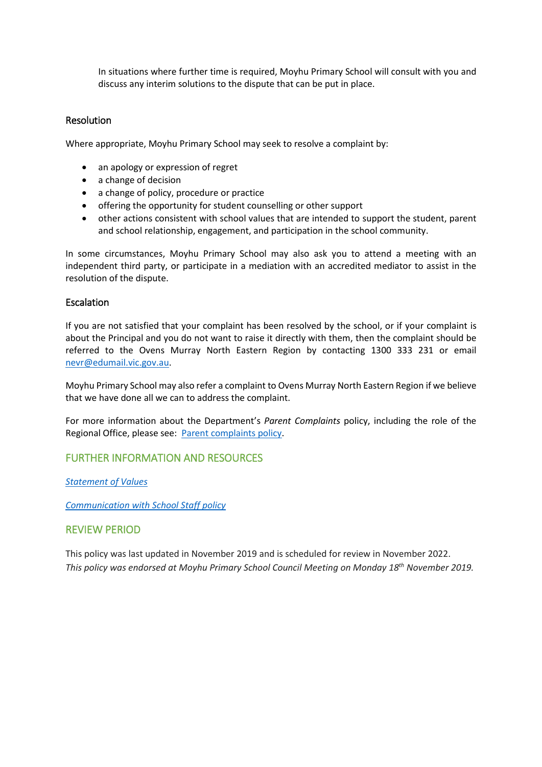In situations where further time is required, Moyhu Primary School will consult with you and discuss any interim solutions to the dispute that can be put in place.

### Resolution

Where appropriate, Moyhu Primary School may seek to resolve a complaint by:

- an apology or expression of regret
- a change of decision
- a change of policy, procedure or practice
- offering the opportunity for student counselling or other support
- other actions consistent with school values that are intended to support the student, parent and school relationship, engagement, and participation in the school community.

In some circumstances, Moyhu Primary School may also ask you to attend a meeting with an independent third party, or participate in a mediation with an accredited mediator to assist in the resolution of the dispute.

### Escalation

If you are not satisfied that your complaint has been resolved by the school, or if your complaint is about the Principal and you do not want to raise it directly with them, then the complaint should be referred to the Ovens Murray North Eastern Region by contacting 1300 333 231 or email nevr@edumail.vic.gov.au.

Moyhu Primary School may also refer a complaint to Ovens Murray North Eastern Region if we believe that we have done all we can to address the complaint.

For more information about the Department's *Parent Complaints* policy, including the role of the Regional Office, please see: Parent complaints policy.

## FURTHER INFORMATION AND RESOURCES

*Statement of Values*

*Communication with School Staff policy*

## REVIEW PERIOD

This policy was last updated in November 2019 and is scheduled for review in November 2022.
*This policy was endorsed at Moyhu Primary School Council Meeting on Monday 18th November 2019.*